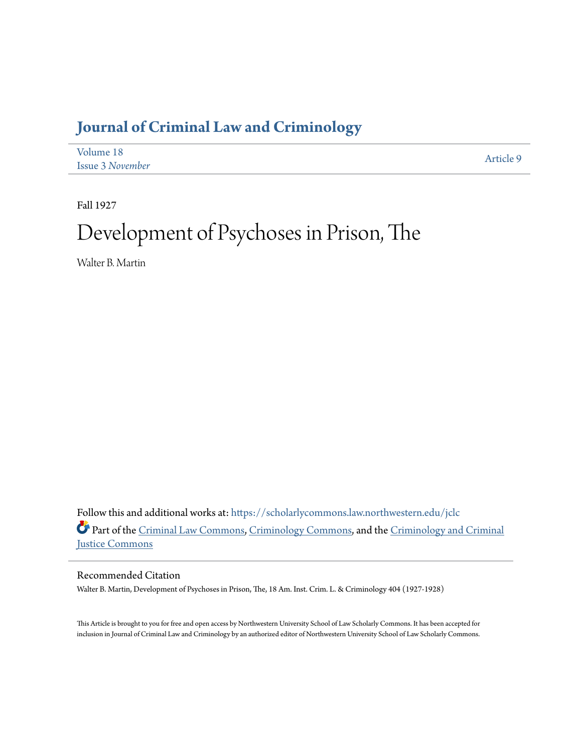# Journal of Criminal Law and Criminology

Volume 18
Issue 3 *November*

Article 9

Fall 1927

# Development of Psychoses in Prison, The

Walter B. Martin

Follow this and additional works at: https://scholarlycommons.law.northwestern.edu/jclc

Part of the Criminal Law Commons, Criminology Commons, and the Criminology and Criminal Justice Commons

## Recommended Citation

Walter B. Martin, Development of Psychoses in Prison, The, 18 Am. Inst. Crim. L. & Criminology 404 (1927-1928)

This Article is brought to you for free and open access by Northwestern University School of Law Scholarly Commons. It has been accepted for inclusion in Journal of Criminal Law and Criminology by an authorized editor of Northwestern University School of Law Scholarly Commons.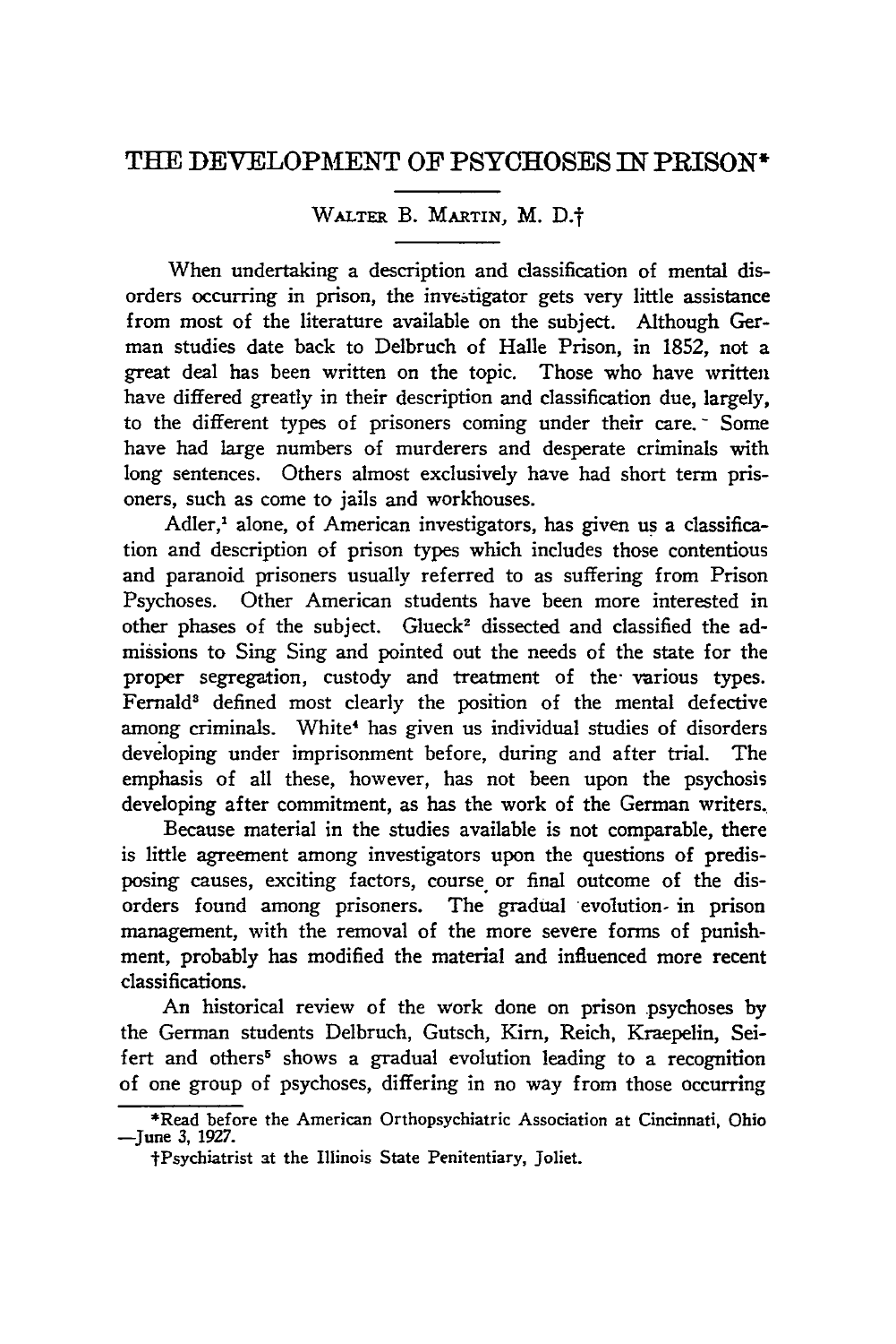# THE DEVELOPMENT OF PSYCHOSES IN PRISON*

WALTER B. MARTIN, M. D.†

When undertaking a description and classification of mental disorders occurring in prison, the investigator gets very little assistance from most of the literature available on the subject. Although German studies date back to Delbruch of Halle Prison, in 1852, not a great deal has been written on the topic. Those who have written have differed greatly in their description and classification due, largely, to the different types of prisoners coming under their care. Some have had large numbers of murderers and desperate criminals with long sentences. Others almost exclusively have had short term prisoners, such as come to jails and workhouses.

Adler,[1] alone, of American investigators, has given us a classification and description of prison types which includes those contentious and paranoid prisoners usually referred to as suffering from Prison Psychoses. Other American students have been more interested in other phases of the subject. Glueck[2] dissected and classified the admissions to Sing Sing and pointed out the needs of the state for the proper segregation, custody and treatment of the various types. Fernald[3] defined most clearly the position of the mental defective among criminals. White[4] has given us individual studies of disorders developing under imprisonment before, during and after trial. The emphasis of all these, however, has not been upon the psychosis developing after commitment, as has the work of the German writers.

Because material in the studies available is not comparable, there is little agreement among investigators upon the questions of predisposing causes, exciting factors, course or final outcome of the disorders found among prisoners. The gradual evolution in prison management, with the removal of the more severe forms of punishment, probably has modified the material and influenced more recent classifications.

An historical review of the work done on prison psychoses by the German students Delbruch, Gutsch, Kirn, Reich, Kraepelin, Seifert and others[5] shows a gradual evolution leading to a recognition of one group of psychoses, differing in no way from those occurring

---

*Read before the American Orthopsychiatric Association at Cincinnati, Ohio —June 3, 1927.

†Psychiatrist at the Illinois State Penitentiary, Joliet.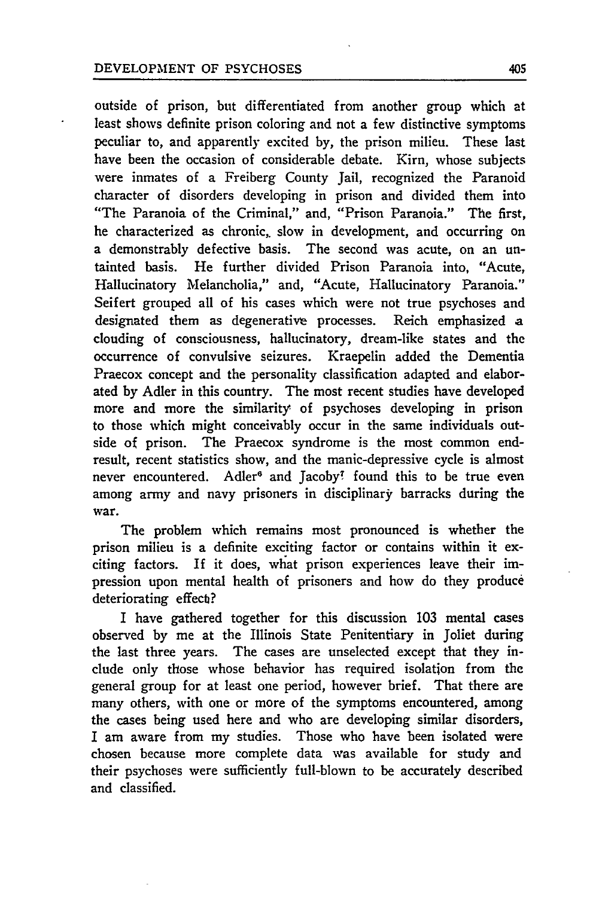outside of prison, but differentiated from another group which at least shows definite prison coloring and not a few distinctive symptoms peculiar to, and apparently excited by, the prison milieu. These last have been the occasion of considerable debate. Kirn, whose subjects were inmates of a Freiberg County Jail, recognized the Paranoid character of disorders developing in prison and divided them into "The Paranoia of the Criminal," and, "Prison Paranoia." The first, he characterized as chronic, slow in development, and occurring on a demonstrably defective basis. The second was acute, on an untainted basis. He further divided Prison Paranoia into, "Acute, Hallucinatory Melancholia," and, "Acute, Hallucinatory Paranoia." Seifert grouped all of his cases which were not true psychoses and designated them as degenerative processes. Reich emphasized a clouding of consciousness, hallucinatory, dream-like states and the occurrence of convulsive seizures. Kraepelin added the Dementia Praecox concept and the personality classification adapted and elaborated by Adler in this country. The most recent studies have developed more and more the similarity of psychoses developing in prison to those which might conceivably occur in the same individuals outside of prison. The Praecox syndrome is the most common end-result, recent statistics show, and the manic-depressive cycle is almost never encountered. Adler[6] and Jacoby[7] found this to be true even among army and navy prisoners in disciplinary barracks during the war.

The problem which remains most pronounced is whether the prison milieu is a definite exciting factor or contains within it exciting factors. If it does, what prison experiences leave their impression upon mental health of prisoners and how do they produce deteriorating effect?

I have gathered together for this discussion 103 mental cases observed by me at the Illinois State Penitentiary in Joliet during the last three years. The cases are unselected except that they include only those whose behavior has required isolation from the general group for at least one period, however brief. That there are many others, with one or more of the symptoms encountered, among the cases being used here and who are developing similar disorders, I am aware from my studies. Those who have been isolated were chosen because more complete data was available for study and their psychoses were sufficiently full-blown to be accurately described and classified.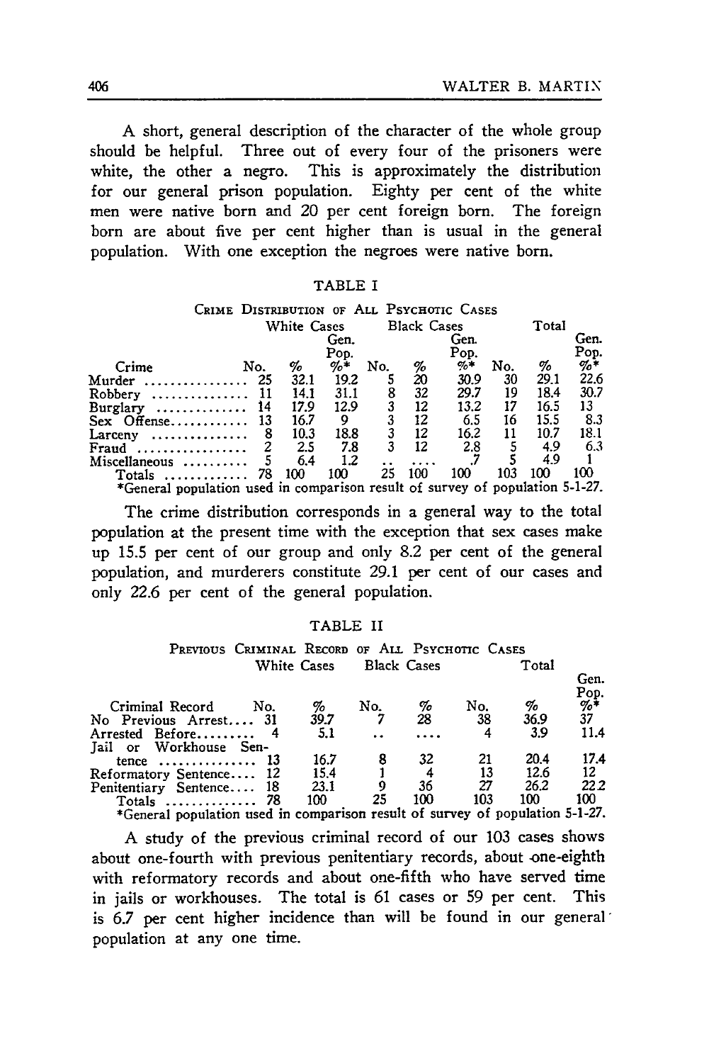A short, general description of the character of the whole group should be helpful. Three out of every four of the prisoners were white, the other a negro. This is approximately the distribution for our general prison population. Eighty per cent of the white men were native born and 20 per cent foreign born. The foreign born are about five per cent higher than is usual in the general population. With one exception the negroes were native born.

TABLE I

CRIME DISTRIBUTION OF ALL PSYCHOTIC CASES

| Crime | White Cases | | | Black Cases | | | Total | | |
|---|---|---|---|---|---|---|---|---|---|
| | No. | % | Gen. Pop. %* | No. | % | Gen. Pop. %* | No. | % | Gen. Pop. %* |
| Murder | 25 | 32.1 | 19.2 | 5 | 20 | 30.9 | 30 | 29.1 | 22.6 |
| Robbery | 11 | 14.1 | 31.1 | 8 | 32 | 29.7 | 19 | 18.4 | 30.7 |
| Burglary | 14 | 17.9 | 12.9 | 3 | 12 | 13.2 | 17 | 16.5 | 13 |
| Sex Offense | 13 | 16.7 | 9 | 3 | 12 | 6.5 | 16 | 15.5 | 8.3 |
| Larceny | 8 | 10.3 | 18.8 | 3 | 12 | 16.2 | 11 | 10.7 | 18.1 |
| Fraud | 2 | 2.5 | 7.8 | 3 | 12 | 2.8 | 5 | 4.9 | 6.3 |
| Miscellaneous | 5 | 6.4 | 1.2 | .. | .... | .7 | 5 | 4.9 | 1 |
| Totals | 78 | 100 | 100 | 25 | 100 | 100 | 103 | 100 | 100 |

*General population used in comparison result of survey of population 5-1-27.

The crime distribution corresponds in a general way to the total population at the present time with the exception that sex cases make up 15.5 per cent of our group and only 8.2 per cent of the general population, and murderers constitute 29.1 per cent of our cases and only 22.6 per cent of the general population.

TABLE II

PREVIOUS CRIMINAL RECORD OF ALL PSYCHOTIC CASES

| Criminal Record | White Cases | | Black Cases | | Total | | |
|---|---|---|---|---|---|---|---|
| | No. | % | No. | % | No. | % | Gen. Pop. %* |
| No Previous Arrest | 31 | 39.7 | 7 | 28 | 38 | 36.9 | 37 |
| Arrested Before | 4 | 5.1 | .. | .... | 4 | 3.9 | 11.4 |
| Jail or Workhouse Sentence | 13 | 16.7 | 8 | 32 | 21 | 20.4 | 17.4 |
| Reformatory Sentence | 12 | 15.4 | 1 | 4 | 13 | 12.6 | 12 |
| Penitentiary Sentence | 18 | 23.1 | 9 | 36 | 27 | 26.2 | 22.2 |
| Totals | 78 | 100 | 25 | 100 | 103 | 100 | 100 |

*General population used in comparison result of survey of population 5-1-27.

A study of the previous criminal record of our 103 cases shows about one-fourth with previous penitentiary records, about one-eighth with reformatory records and about one-fifth who have served time in jails or workhouses. The total is 61 cases or 59 per cent. This is 6.7 per cent higher incidence than will be found in our general population at any one time.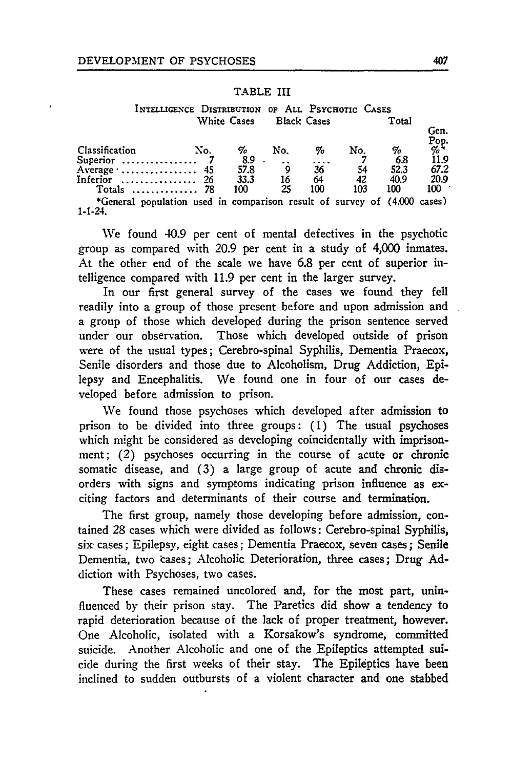TABLE III

INTELLIGENCE DISTRIBUTION OF ALL PSYCHOTIC CASES

| Classification | White Cases No. | White Cases % | Black Cases No. | Black Cases % | Total No. | Total % | Gen. Pop. %* |
|---|---|---|---|---|---|---|---|
| Superior | 7 | 8.9 | .. | .... | 7 | 6.8 | 11.9 |
| Average | 45 | 57.8 | 9 | 36 | 54 | 52.3 | 67.2 |
| Inferior | 26 | 33.3 | 16 | 64 | 42 | 40.9 | 20.9 |
| Totals | 78 | 100 | 25 | 100 | 103 | 100 | 100 |

*General population used in comparison result of survey of (4,000 cases) 1-1-24.

We found 40.9 per cent of mental defectives in the psychotic group as compared with 20.9 per cent in a study of 4,000 inmates. At the other end of the scale we have 6.8 per cent of superior intelligence compared with 11.9 per cent in the larger survey.

In our first general survey of the cases we found they fell readily into a group of those present before and upon admission and a group of those which developed during the prison sentence served under our observation. Those which developed outside of prison were of the usual types; Cerebro-spinal Syphilis, Dementia Praecox, Senile disorders and those due to Alcoholism, Drug Addiction, Epilepsy and Encephalitis. We found one in four of our cases developed before admission to prison.

We found those psychoses which developed after admission to prison to be divided into three groups: (1) The usual psychoses which might be considered as developing coincidentally with imprisonment; (2) psychoses occurring in the course of acute or chronic somatic disease, and (3) a large group of acute and chronic disorders with signs and symptoms indicating prison influence as exciting factors and determinants of their course and termination.

The first group, namely those developing before admission, contained 28 cases which were divided as follows: Cerebro-spinal Syphilis, six cases; Epilepsy, eight cases; Dementia Praecox, seven cases; Senile Dementia, two cases; Alcoholic Deterioration, three cases; Drug Addiction with Psychoses, two cases.

These cases remained uncolored and, for the most part, uninfluenced by their prison stay. The Paretics did show a tendency to rapid deterioration because of the lack of proper treatment, however. One Alcoholic, isolated with a Korsakow's syndrome, committed suicide. Another Alcoholic and one of the Epileptics attempted suicide during the first weeks of their stay. The Epileptics have been inclined to sudden outbursts of a violent character and one stabbed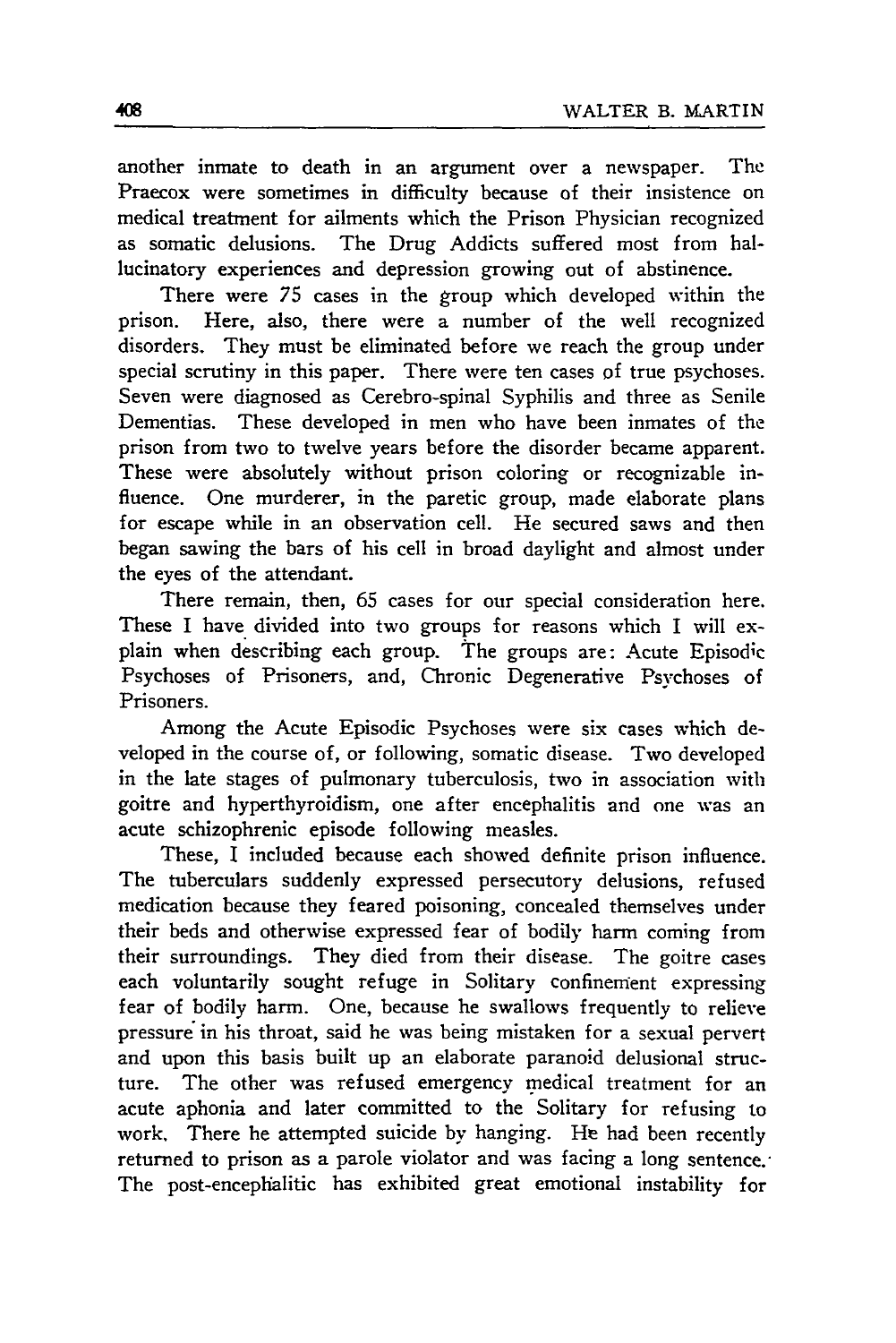another inmate to death in an argument over a newspaper. The Praecox were sometimes in difficulty because of their insistence on medical treatment for ailments which the Prison Physician recognized as somatic delusions. The Drug Addicts suffered most from hallucinatory experiences and depression growing out of abstinence.

There were 75 cases in the group which developed within the prison. Here, also, there were a number of the well recognized disorders. They must be eliminated before we reach the group under special scrutiny in this paper. There were ten cases of true psychoses. Seven were diagnosed as Cerebro-spinal Syphilis and three as Senile Dementias. These developed in men who have been inmates of the prison from two to twelve years before the disorder became apparent. These were absolutely without prison coloring or recognizable influence. One murderer, in the paretic group, made elaborate plans for escape while in an observation cell. He secured saws and then began sawing the bars of his cell in broad daylight and almost under the eyes of the attendant.

There remain, then, 65 cases for our special consideration here. These I have divided into two groups for reasons which I will explain when describing each group. The groups are: Acute Episodic Psychoses of Prisoners, and, Chronic Degenerative Psychoses of Prisoners.

Among the Acute Episodic Psychoses were six cases which developed in the course of, or following, somatic disease. Two developed in the late stages of pulmonary tuberculosis, two in association with goitre and hyperthyroidism, one after encephalitis and one was an acute schizophrenic episode following measles.

These, I included because each showed definite prison influence. The tuberculars suddenly expressed persecutory delusions, refused medication because they feared poisoning, concealed themselves under their beds and otherwise expressed fear of bodily harm coming from their surroundings. They died from their disease. The goitre cases each voluntarily sought refuge in Solitary confinement expressing fear of bodily harm. One, because he swallows frequently to relieve pressure in his throat, said he was being mistaken for a sexual pervert and upon this basis built up an elaborate paranoid delusional structure. The other was refused emergency medical treatment for an acute aphonia and later committed to the Solitary for refusing to work. There he attempted suicide by hanging. He had been recently returned to prison as a parole violator and was facing a long sentence. The post-encephalitic has exhibited great emotional instability for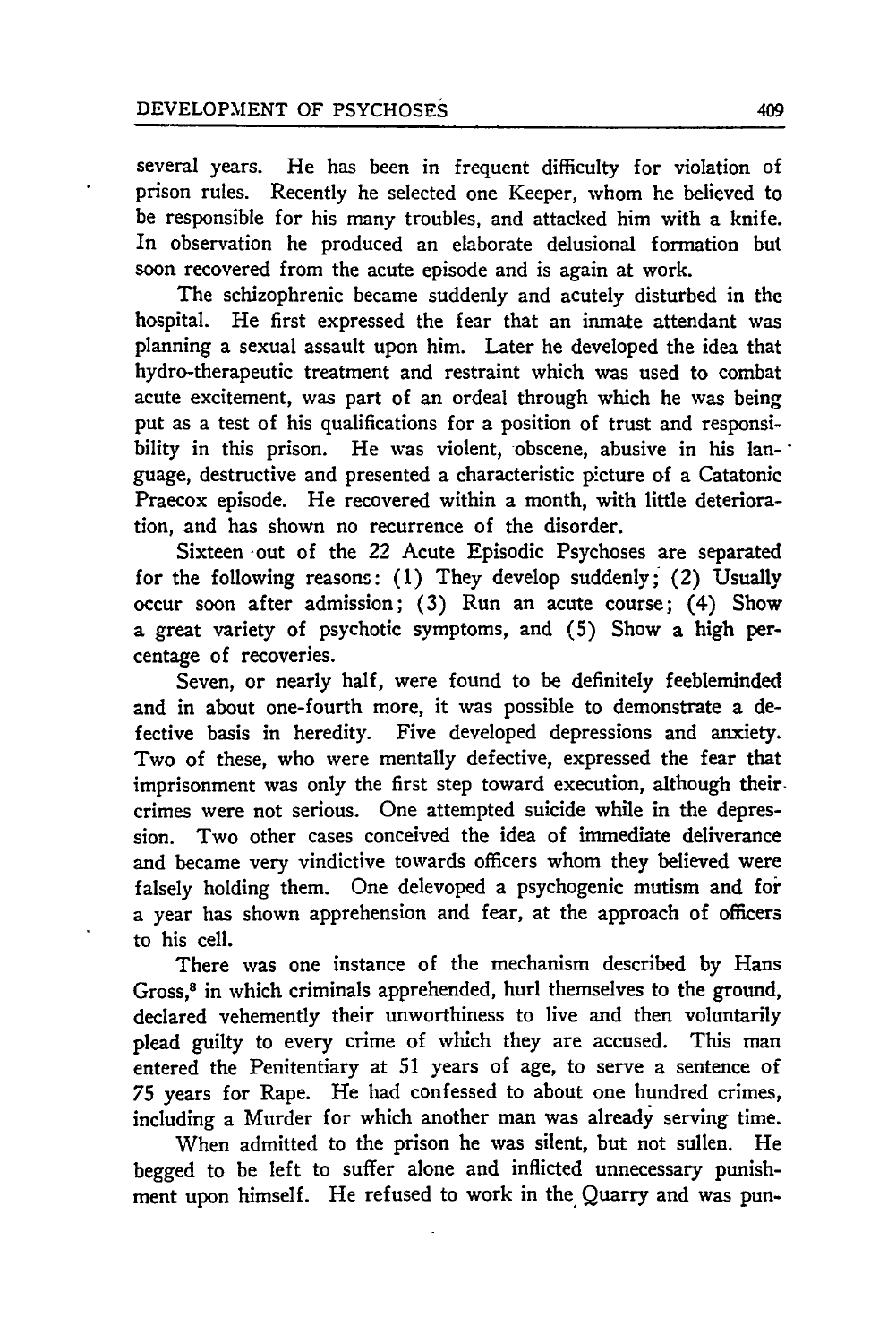several years. He has been in frequent difficulty for violation of prison rules. Recently he selected one Keeper, whom he believed to be responsible for his many troubles, and attacked him with a knife. In observation he produced an elaborate delusional formation but soon recovered from the acute episode and is again at work.

The schizophrenic became suddenly and acutely disturbed in the hospital. He first expressed the fear that an inmate attendant was planning a sexual assault upon him. Later he developed the idea that hydro-therapeutic treatment and restraint which was used to combat acute excitement, was part of an ordeal through which he was being put as a test of his qualifications for a position of trust and responsibility in this prison. He was violent, obscene, abusive in his language, destructive and presented a characteristic picture of a Catatonic Praecox episode. He recovered within a month, with little deterioration, and has shown no recurrence of the disorder.

Sixteen out of the 22 Acute Episodic Psychoses are separated for the following reasons: (1) They develop suddenly; (2) Usually occur soon after admission; (3) Run an acute course; (4) Show a great variety of psychotic symptoms, and (5) Show a high percentage of recoveries.

Seven, or nearly half, were found to be definitely feebleminded and in about one-fourth more, it was possible to demonstrate a defective basis in heredity. Five developed depressions and anxiety. Two of these, who were mentally defective, expressed the fear that imprisonment was only the first step toward execution, although their crimes were not serious. One attempted suicide while in the depression. Two other cases conceived the idea of immediate deliverance and became very vindictive towards officers whom they believed were falsely holding them. One delevoped a psychogenic mutism and for a year has shown apprehension and fear, at the approach of officers to his cell.

There was one instance of the mechanism described by Hans Gross,[8] in which criminals apprehended, hurl themselves to the ground, declared vehemently their unworthiness to live and then voluntarily plead guilty to every crime of which they are accused. This man entered the Penitentiary at 51 years of age, to serve a sentence of 75 years for Rape. He had confessed to about one hundred crimes, including a Murder for which another man was already serving time.

When admitted to the prison he was silent, but not sullen. He begged to be left to suffer alone and inflicted unnecessary punishment upon himself. He refused to work in the Quarry and was pun-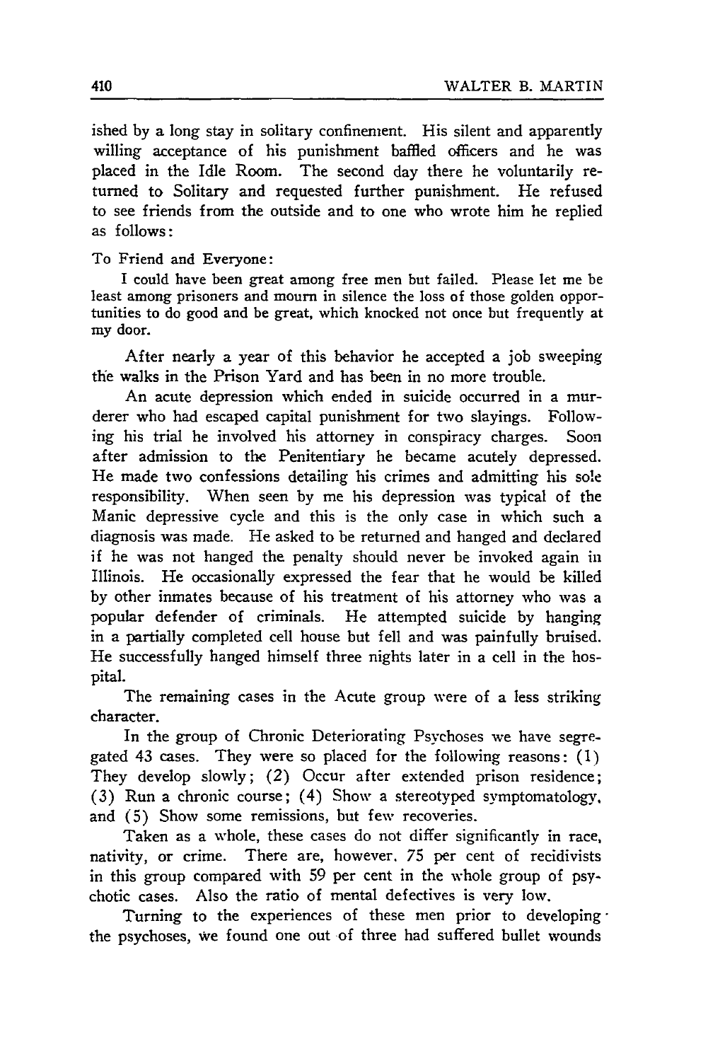ished by a long stay in solitary confinement. His silent and apparently willing acceptance of his punishment baffled officers and he was placed in the Idle Room. The second day there he voluntarily returned to Solitary and requested further punishment. He refused to see friends from the outside and to one who wrote him he replied as follows:

To Friend and Everyone:

> I could have been great among free men but failed. Please let me be least among prisoners and mourn in silence the loss of those golden opportunities to do good and be great, which knocked not once but frequently at my door.

After nearly a year of this behavior he accepted a job sweeping the walks in the Prison Yard and has been in no more trouble.

An acute depression which ended in suicide occurred in a murderer who had escaped capital punishment for two slayings. Following his trial he involved his attorney in conspiracy charges. Soon after admission to the Penitentiary he became acutely depressed. He made two confessions detailing his crimes and admitting his sole responsibility. When seen by me his depression was typical of the Manic depressive cycle and this is the only case in which such a diagnosis was made. He asked to be returned and hanged and declared if he was not hanged the penalty should never be invoked again in Illinois. He occasionally expressed the fear that he would be killed by other inmates because of his treatment of his attorney who was a popular defender of criminals. He attempted suicide by hanging in a partially completed cell house but fell and was painfully bruised. He successfully hanged himself three nights later in a cell in the hospital.

The remaining cases in the Acute group were of a less striking character.

In the group of Chronic Deteriorating Psychoses we have segregated 43 cases. They were so placed for the following reasons: (1) They develop slowly; (2) Occur after extended prison residence; (3) Run a chronic course; (4) Show a stereotyped symptomatology, and (5) Show some remissions, but few recoveries.

Taken as a whole, these cases do not differ significantly in race, nativity, or crime. There are, however, 75 per cent of recidivists in this group compared with 59 per cent in the whole group of psychotic cases. Also the ratio of mental defectives is very low.

Turning to the experiences of these men prior to developing the psychoses, we found one out of three had suffered bullet wounds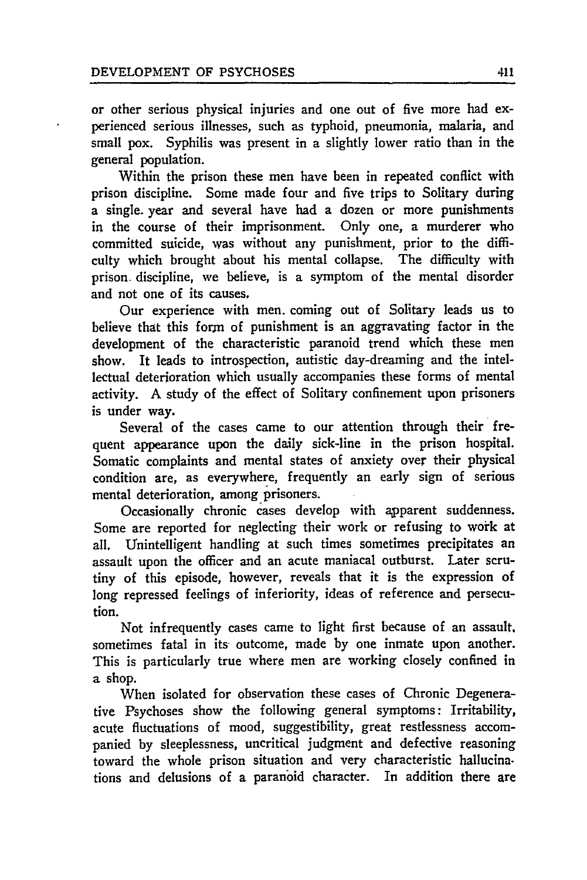or other serious physical injuries and one out of five more had experienced serious illnesses, such as typhoid, pneumonia, malaria, and small pox. Syphilis was present in a slightly lower ratio than in the general population.

Within the prison these men have been in repeated conflict with prison discipline. Some made four and five trips to Solitary during a single year and several have had a dozen or more punishments in the course of their imprisonment. Only one, a murderer who committed suicide, was without any punishment, prior to the difficulty which brought about his mental collapse. The difficulty with prison discipline, we believe, is a symptom of the mental disorder and not one of its causes.

Our experience with men coming out of Solitary leads us to believe that this form of punishment is an aggravating factor in the development of the characteristic paranoid trend which these men show. It leads to introspection, autistic day-dreaming and the intellectual deterioration which usually accompanies these forms of mental activity. A study of the effect of Solitary confinement upon prisoners is under way.

Several of the cases came to our attention through their frequent appearance upon the daily sick-line in the prison hospital. Somatic complaints and mental states of anxiety over their physical condition are, as everywhere, frequently an early sign of serious mental deterioration, among prisoners.

Occasionally chronic cases develop with apparent suddenness. Some are reported for neglecting their work or refusing to work at all. Unintelligent handling at such times sometimes precipitates an assault upon the officer and an acute maniacal outburst. Later scrutiny of this episode, however, reveals that it is the expression of long repressed feelings of inferiority, ideas of reference and persecution.

Not infrequently cases came to light first because of an assault, sometimes fatal in its outcome, made by one inmate upon another. This is particularly true where men are working closely confined in a shop.

When isolated for observation these cases of Chronic Degenerative Psychoses show the following general symptoms: Irritability, acute fluctuations of mood, suggestibility, great restlessness accompanied by sleeplessness, uncritical judgment and defective reasoning toward the whole prison situation and very characteristic hallucinations and delusions of a paranoid character. In addition there are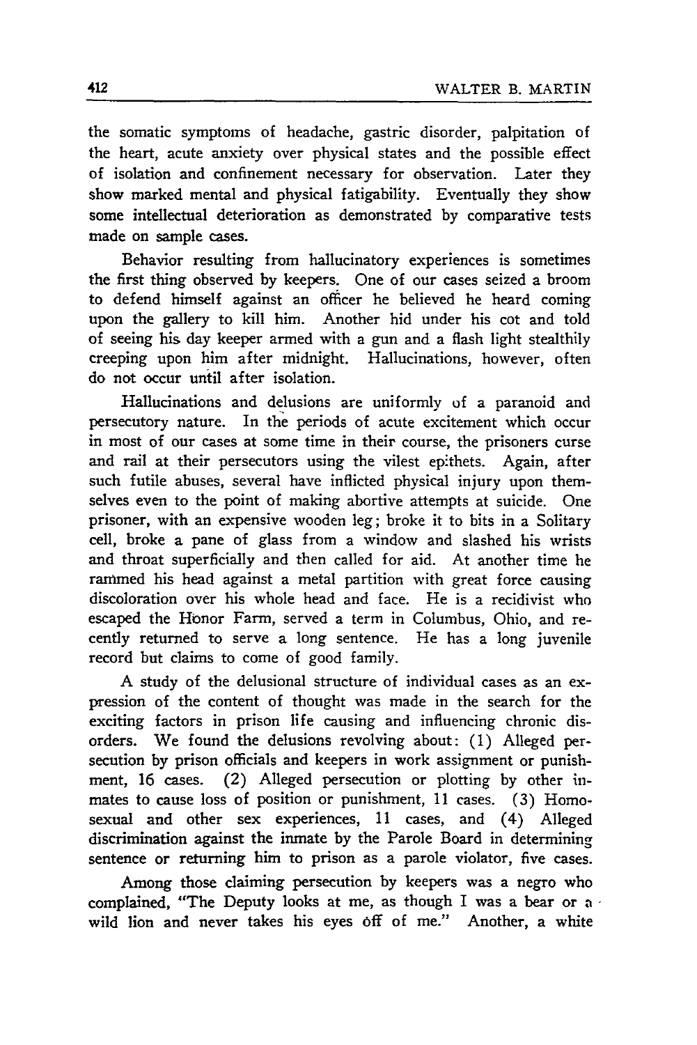the somatic symptoms of headache, gastric disorder, palpitation of the heart, acute anxiety over physical states and the possible effect of isolation and confinement necessary for observation. Later they show marked mental and physical fatigability. Eventually they show some intellectual deterioration as demonstrated by comparative tests made on sample cases.

Behavior resulting from hallucinatory experiences is sometimes the first thing observed by keepers. One of our cases seized a broom to defend himself against an officer he believed he heard coming upon the gallery to kill him. Another hid under his cot and told of seeing his day keeper armed with a gun and a flash light stealthily creeping upon him after midnight. Hallucinations, however, often do not occur until after isolation.

Hallucinations and delusions are uniformly of a paranoid and persecutory nature. In the periods of acute excitement which occur in most of our cases at some time in their course, the prisoners curse and rail at their persecutors using the vilest epithets. Again, after such futile abuses, several have inflicted physical injury upon themselves even to the point of making abortive attempts at suicide. One prisoner, with an expensive wooden leg; broke it to bits in a Solitary cell, broke a pane of glass from a window and slashed his wrists and throat superficially and then called for aid. At another time he rammed his head against a metal partition with great force causing discoloration over his whole head and face. He is a recidivist who escaped the Honor Farm, served a term in Columbus, Ohio, and recently returned to serve a long sentence. He has a long juvenile record but claims to come of good family.

A study of the delusional structure of individual cases as an expression of the content of thought was made in the search for the exciting factors in prison life causing and influencing chronic disorders. We found the delusions revolving about: (1) Alleged persecution by prison officials and keepers in work assignment or punishment, 16 cases. (2) Alleged persecution or plotting by other inmates to cause loss of position or punishment, 11 cases. (3) Homosexual and other sex experiences, 11 cases, and (4) Alleged discrimination against the inmate by the Parole Board in determining sentence or returning him to prison as a parole violator, five cases.

Among those claiming persecution by keepers was a negro who complained, "The Deputy looks at me, as though I was a bear or a wild lion and never takes his eyes off of me." Another, a white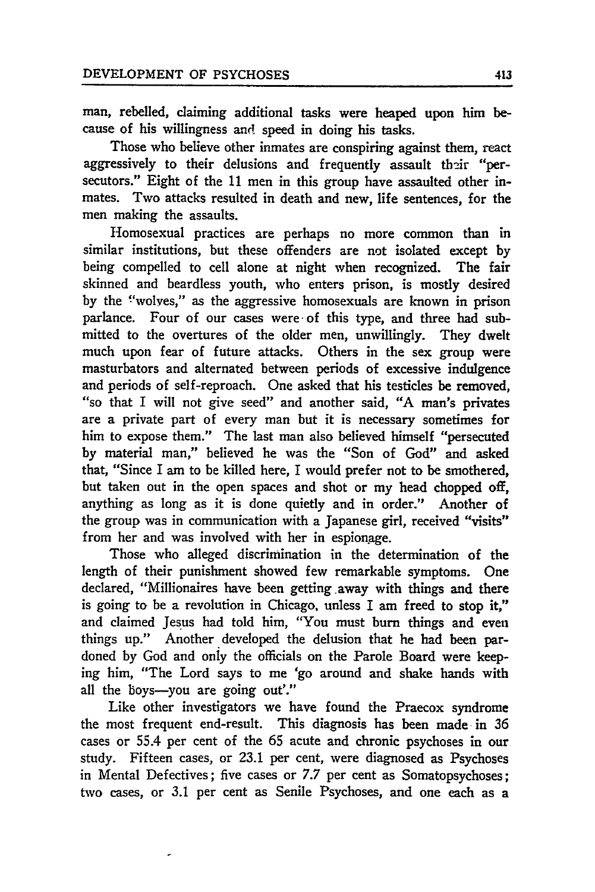man, rebelled, claiming additional tasks were heaped upon him because of his willingness and speed in doing his tasks.

Those who believe other inmates are conspiring against them, react aggressively to their delusions and frequently assault their "persecutors." Eight of the 11 men in this group have assaulted other inmates. Two attacks resulted in death and new, life sentences, for the men making the assaults.

Homosexual practices are perhaps no more common than in similar institutions, but these offenders are not isolated except by being compelled to cell alone at night when recognized. The fair skinned and beardless youth, who enters prison, is mostly desired by the "wolves," as the aggressive homosexuals are known in prison parlance. Four of our cases were of this type, and three had submitted to the overtures of the older men, unwillingly. They dwelt much upon fear of future attacks. Others in the sex group were masturbators and alternated between periods of excessive indulgence and periods of self-reproach. One asked that his testicles be removed, "so that I will not give seed" and another said, "A man's privates are a private part of every man but it is necessary sometimes for him to expose them." The last man also believed himself "persecuted by material man," believed he was the "Son of God" and asked that, "Since I am to be killed here, I would prefer not to be smothered, but taken out in the open spaces and shot or my head chopped off, anything as long as it is done quietly and in order." Another of the group was in communication with a Japanese girl, received "visits" from her and was involved with her in espionage.

Those who alleged discrimination in the determination of the length of their punishment showed few remarkable symptoms. One declared, "Millionaires have been getting away with things and there is going to be a revolution in Chicago, unless I am freed to stop it," and claimed Jesus had told him, "You must burn things and even things up." Another developed the delusion that he had been pardoned by God and only the officials on the Parole Board were keeping him, "The Lord says to me 'go around and shake hands with all the boys—you are going out'."

Like other investigators we have found the Praecox syndrome the most frequent end-result. This diagnosis has been made in 36 cases or 55.4 per cent of the 65 acute and chronic psychoses in our study. Fifteen cases, or 23.1 per cent, were diagnosed as Psychoses in Mental Defectives; five cases or 7.7 per cent as Somatopsychoses; two cases, or 3.1 per cent as Senile Psychoses, and one each as a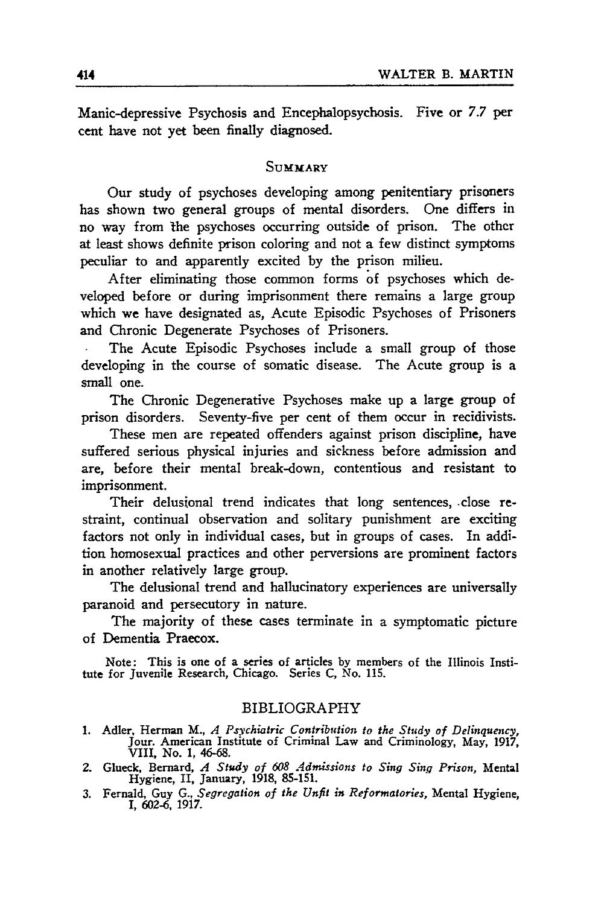Manic-depressive Psychosis and Encephalopsychosis. Five or 7.7 per cent have not yet been finally diagnosed.

## Summary

Our study of psychoses developing among penitentiary prisoners has shown two general groups of mental disorders. One differs in no way from the psychoses occurring outside of prison. The other at least shows definite prison coloring and not a few distinct symptoms peculiar to and apparently excited by the prison milieu.

After eliminating those common forms of psychoses which developed before or during imprisonment there remains a large group which we have designated as, Acute Episodic Psychoses of Prisoners and Chronic Degenerate Psychoses of Prisoners.

The Acute Episodic Psychoses include a small group of those developing in the course of somatic disease. The Acute group is a small one.

The Chronic Degenerative Psychoses make up a large group of prison disorders. Seventy-five per cent of them occur in recidivists.

These men are repeated offenders against prison discipline, have suffered serious physical injuries and sickness before admission and are, before their mental break-down, contentious and resistant to imprisonment.

Their delusional trend indicates that long sentences, close restraint, continual observation and solitary punishment are exciting factors not only in individual cases, but in groups of cases. In addition homosexual practices and other perversions are prominent factors in another relatively large group.

The delusional trend and hallucinatory experiences are universally paranoid and persecutory in nature.

The majority of these cases terminate in a symptomatic picture of Dementia Praecox.

Note: This is one of a series of articles by members of the Illinois Institute for Juvenile Research, Chicago. Series C, No. 115.

## BIBLIOGRAPHY

1. Adler, Herman M., *A Psychiatric Contribution to the Study of Delinquency,* Jour. American Institute of Criminal Law and Criminology, May, 1917, VIII, No. 1, 46-68.
2. Glueck, Bernard, *A Study of 608 Admissions to Sing Sing Prison,* Mental Hygiene, II, January, 1918, 85-151.
3. Fernald, Guy G., *Segregation of the Unfit in Reformatories,* Mental Hygiene, I, 602-6, 1917.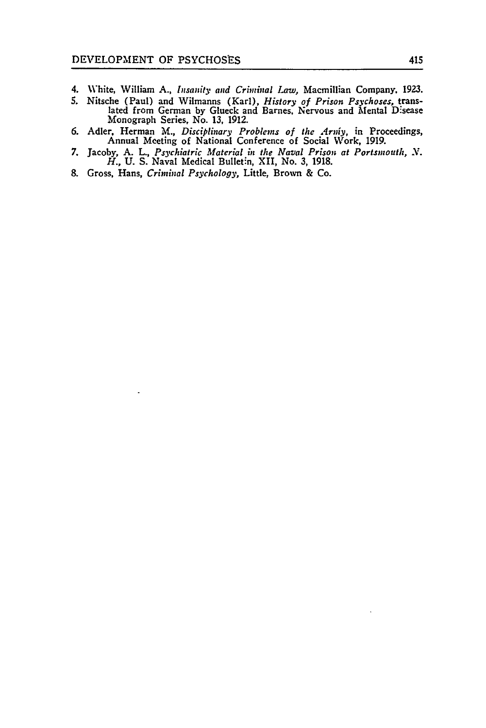4. White, William A., *Insanity and Criminal Law,* Macmillian Company, 1923.
5. Nitsche (Paul) and Wilmanns (Karl), *History of Prison Psychoses,* translated from German by Glueck and Barnes, Nervous and Mental Disease Monograph Series, No. 13, 1912.
6. Adler, Herman M., *Disciplinary Problems of the Army,* in Proceedings, Annual Meeting of National Conference of Social Work, 1919.
7. Jacoby, A. L., *Psychiatric Material in the Naval Prison at Portsmouth, N. H.,* U. S. Naval Medical Bulletin, XII, No. 3, 1918.
8. Gross, Hans, *Criminal Psychology,* Little, Brown & Co.